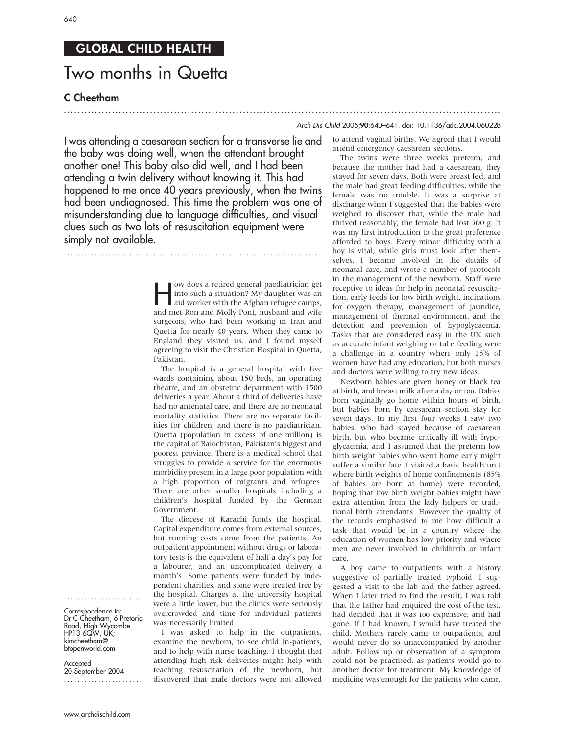GLOBAL CHILD HEALTH

# Two months in Quetta

**C Cheetham**

I was attending a caesarean section for a transverse lie and the baby was doing well, when the attendant brought another one! This baby also did well, and I had been attending a twin delivery without knowing it. This had happened to me once 40 years previously, when the twins had been undiagnosed. This time the problem was one of misunderstanding due to language difficulties, and visual clues such as two lots of resuscitation equipment were simply not available.

How does a retired general paediatrician get into such a situation? My daughter was an aid worker with the Afghan refugee camps, and met Ron and Molly Pont, husband and wife surgeons, who had been working in Iran and Quetta for nearly 40 years. When they came to England they visited us, and I found myself agreeing to visit the Christian Hospital in Quetta, Pakistan.

The hospital is a general hospital with five wards containing about 150 beds, an operating theatre, and an obstetric department with 1500 deliveries a year. About a third of deliveries have had no antenatal care, and there are no neonatal mortality statistics. There are no separate facilities for children, and there is no paediatrician. Quetta (population in excess of one million) is the capital of Balochistan, Pakistan's biggest and poorest province. There is a medical school that struggles to provide a service for the enormous morbidity present in a large poor population with a high proportion of migrants and refugees. There are other smaller hospitals including a children's hospital funded by the German Government.

The diocese of Karachi funds the hospital. Capital expenditure comes from external sources, but running costs come from the patients. An outpatient appointment without drugs or laboratory tests is the equivalent of half a day's pay for a labourer, and an uncomplicated delivery a month's. Some patients were funded by independent charities, and some were treated free by the hospital. Charges at the university hospital were a little lower, but the clinics were seriously overcrowded and time for individual patients was necessarily limited.

I was asked to help in the outpatients, examine the newborn, to see child in-patients, and to help with nurse teaching. I thought that attending high risk deliveries might help with teaching resuscitation of the newborn, but discovered that male doctors were not allowed to attend vaginal births. We agreed that I would attend emergency caesarean sections.

The twins were three weeks preterm, and because the mother had had a caesarean, they stayed for seven days. Both were breast fed, and the male had great feeding difficulties, while the female was no trouble. It was a surprise at discharge when I suggested that the babies were weighed to discover that, while the male had thrived reasonably, the female had lost 500 g. It was my first introduction to the great preference afforded to boys. Every minor difficulty with a boy is vital, while girls must look after themselves. I became involved in the details of neonatal care, and wrote a number of protocols in the management of the newborn. Staff were receptive to ideas for help in neonatal resuscitation, early feeds for low birth weight, indications for oxygen therapy, management of jaundice, management of thermal environment, and the detection and prevention of hypoglycaemia. Tasks that are considered easy in the UK such as accurate infant weighing or tube feeding were a challenge in a country where only 15% of women have had any education, but both nurses and doctors were willing to try new ideas.

Newborn babies are given honey or black tea at birth, and breast milk after a day or too. Babies born vaginally go home within hours of birth, but babies born by caesarean section stay for seven days. In my first four weeks I saw two babies, who had stayed because of caesarean birth, but who became critically ill with hypoglycaemia, and I assumed that the preterm low birth weight babies who went home early might suffer a similar fate. I visited a basic health unit where birth weights of home confinements (85% of babies are born at home) were recorded, hoping that low birth weight babies might have extra attention from the lady helpers or traditional birth attendants. However the quality of the records emphasised to me how difficult a task that would be in a country where the education of women has low priority and where men are never involved in childbirth or infant care.

A boy came to outpatients with a history suggestive of partially treated typhoid. I suggested a visit to the lab and the father agreed. When I later tried to find the result, I was told that the father had enquired the cost of the test, had decided that it was too expensive, and had gone. If I had known, I would have treated the child. Mothers rarely came to outpatients, and would never do so unaccompanied by another adult. Follow up or observation of a symptom could not be practised, as patients would go to another doctor for treatment. My knowledge of medicine was enough for the patients who came,

Correspondence to: Dr C Cheetham, 6 Pretoria Road, High Wycombe HP13 6QW, UK; kimcheetham@btopenworld.com

Accepted 20 September 2004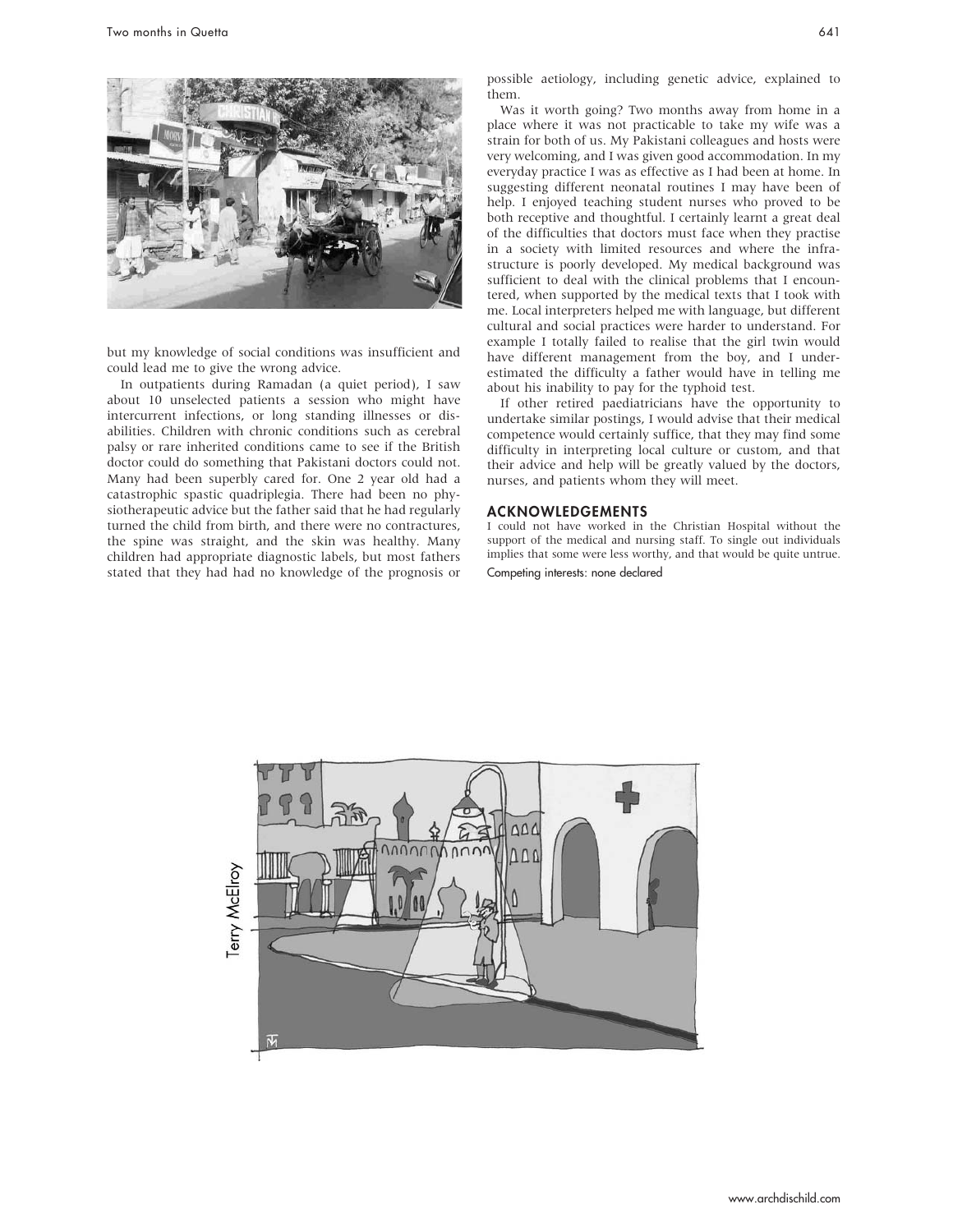but my knowledge of social conditions was insufficient and could lead me to give the wrong advice.

In outpatients during Ramadan (a quiet period), I saw about 10 unselected patients a session who might have intercurrent infections, or long standing illnesses or disabilities. Children with chronic conditions such as cerebral palsy or rare inherited conditions came to see if the British doctor could do something that Pakistani doctors could not. Many had been superbly cared for. One 2 year old had a catastrophic spastic quadriplegia. There had been no physiotherapeutic advice but the father said that he had regularly turned the child from birth, and there were no contractures, the spine was straight, and the skin was healthy. Many children had appropriate diagnostic labels, but most fathers stated that they had had no knowledge of the prognosis or possible aetiology, including genetic advice, explained to them.

Was it worth going? Two months away from home in a place where it was not practicable to take my wife was a strain for both of us. My Pakistani colleagues and hosts were very welcoming, and I was given good accommodation. In my everyday practice I was as effective as I had been at home. In suggesting different neonatal routines I may have been of help. I enjoyed teaching student nurses who proved to be both receptive and thoughtful. I certainly learnt a great deal of the difficulties that doctors must face when they practise in a society with limited resources and where the infrastructure is poorly developed. My medical background was sufficient to deal with the clinical problems that I encountered, when supported by the medical texts that I took with me. Local interpreters helped me with language, but different cultural and social practices were harder to understand. For example I totally failed to realise that the girl twin would have different management from the boy, and I underestimated the difficulty a father would have in telling me about his inability to pay for the typhoid test.

If other retired paediatricians have the opportunity to undertake similar postings, I would advise that their medical competence would certainly suffice, that they may find some difficulty in interpreting local culture or custom, and that their advice and help will be greatly valued by the doctors, nurses, and patients whom they will meet.

## ACKNOWLEDGEMENTS

I could not have worked in the Christian Hospital without the support of the medical and nursing staff. To single out individuals implies that some were less worthy, and that would be quite untrue.

Competing interests: none declared

Terry McElroy